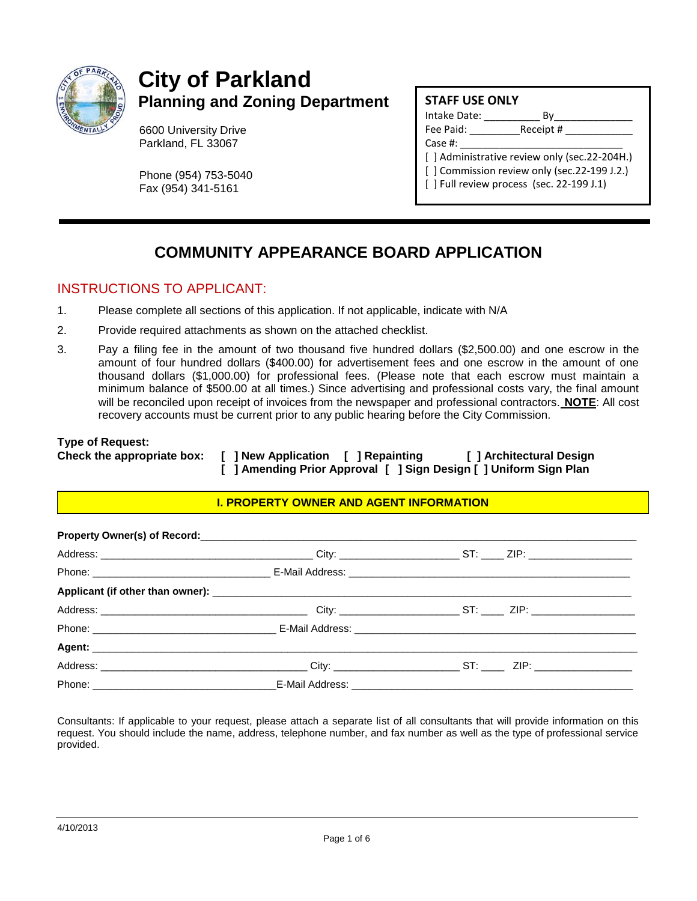# City of Parkland

## Planning and Zoning Department

6600 University Drive
Parkland, FL 33067

Phone (954) 753-5040
Fax (954) 341-5161

**STAFF USE ONLY**

Intake Date: __________ By______________
Fee Paid: _________Receipt # ____________
Case #: ______________________________
[ ] Administrative review only (sec.22-204H.)
[ ] Commission review only (sec.22-199 J.2.)
[ ] Full review process (sec. 22-199 J.1)

---

# COMMUNITY APPEARANCE BOARD APPLICATION

## INSTRUCTIONS TO APPLICANT:

1. Please complete all sections of this application. If not applicable, indicate with N/A
2. Provide required attachments as shown on the attached checklist.
3. Pay a filing fee in the amount of two thousand five hundred dollars ($2,500.00) and one escrow in the amount of four hundred dollars ($400.00) for advertisement fees and one escrow in the amount of one thousand dollars ($1,000.00) for professional fees. (Please note that each escrow must maintain a minimum balance of $500.00 at all times.) Since advertising and professional costs vary, the final amount will be reconciled upon receipt of invoices from the newspaper and professional contractors. **NOTE**: All cost recovery accounts must be current prior to any public hearing before the City Commission.

**Type of Request:**
**Check the appropriate box:** **[ ] New Application [ ] Repainting [ ] Architectural Design [ ] Amending Prior Approval [ ] Sign Design [ ] Uniform Sign Plan**

### I. PROPERTY OWNER AND AGENT INFORMATION

**Property Owner(s) of Record:**________________________________________________

Address: ____________________________ City: ________________ ST: ____ ZIP: ______________

Phone: ________________________ E-Mail Address: ______________________________________

**Applicant (if other than owner):** _____________________________________________

Address: ____________________________ City: ________________ ST: ____ ZIP: ______________

Phone: ________________________ E-Mail Address: ______________________________________

**Agent:** ______________________________________________________________

Address: ____________________________ City: ________________ ST: ____ ZIP: ______________

Phone: ________________________ E-Mail Address: ______________________________________

Consultants: If applicable to your request, please attach a separate list of all consultants that will provide information on this request. You should include the name, address, telephone number, and fax number as well as the type of professional service provided.

4/10/2013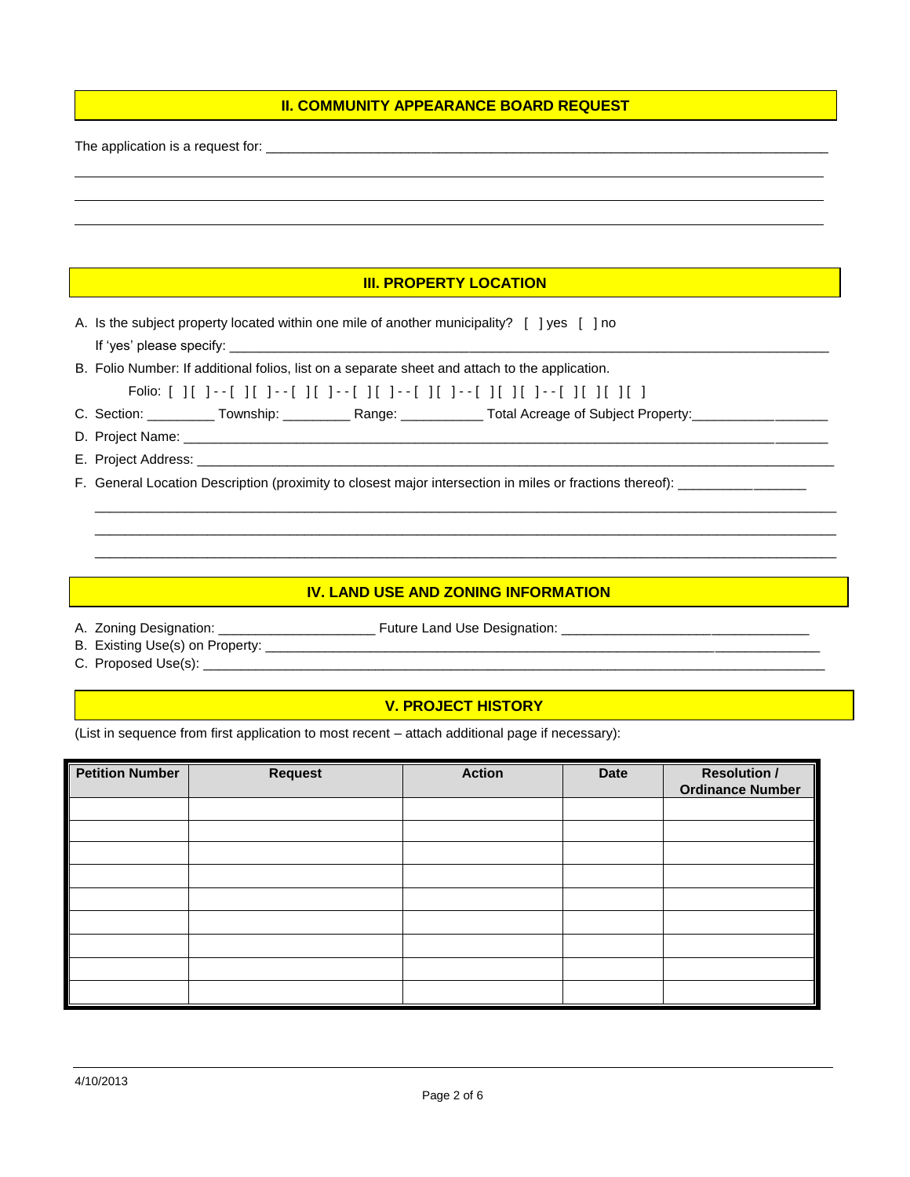## II. COMMUNITY APPEARANCE BOARD REQUEST

The application is a request for: ___________________________________________________________________________

___________________________________________________________________________________________

___________________________________________________________________________________________

___________________________________________________________________________________________

## III. PROPERTY LOCATION

A. Is the subject property located within one mile of another municipality? [ ] yes [ ] no
   If 'yes' please specify: ___________________________________________________________________________

B. Folio Number: If additional folios, list on a separate sheet and attach to the application.
   Folio: [ ][ ]--[ ][ ]--[ ][ ]--[ ][ ]--[ ][ ]--[ ][ ][ ]--[ ][ ][ ][ ]

C. Section: _________ Township: _________ Range: ___________ Total Acreage of Subject Property:__________________

D. Project Name: ___________________________________________________________________________________

E. Project Address: _________________________________________________________________________________

F. General Location Description (proximity to closest major intersection in miles or fractions thereof): _________________
   ___________________________________________________________________________________________
   ___________________________________________________________________________________________
   ___________________________________________________________________________________________

## IV. LAND USE AND ZONING INFORMATION

A. Zoning Designation: ____________________ Future Land Use Designation: _________________________________

B. Existing Use(s) on Property: _____________________________________________________________________

C. Proposed Use(s): ____________________________________________________________________________

## V. PROJECT HISTORY

(List in sequence from first application to most recent – attach additional page if necessary):

| Petition Number | Request | Action | Date | Resolution / Ordinance Number |
|---|---|---|---|---|
| | | | | |
| | | | | |
| | | | | |
| | | | | |
| | | | | |
| | | | | |
| | | | | |
| | | | | |
| | | | | |

4/10/2013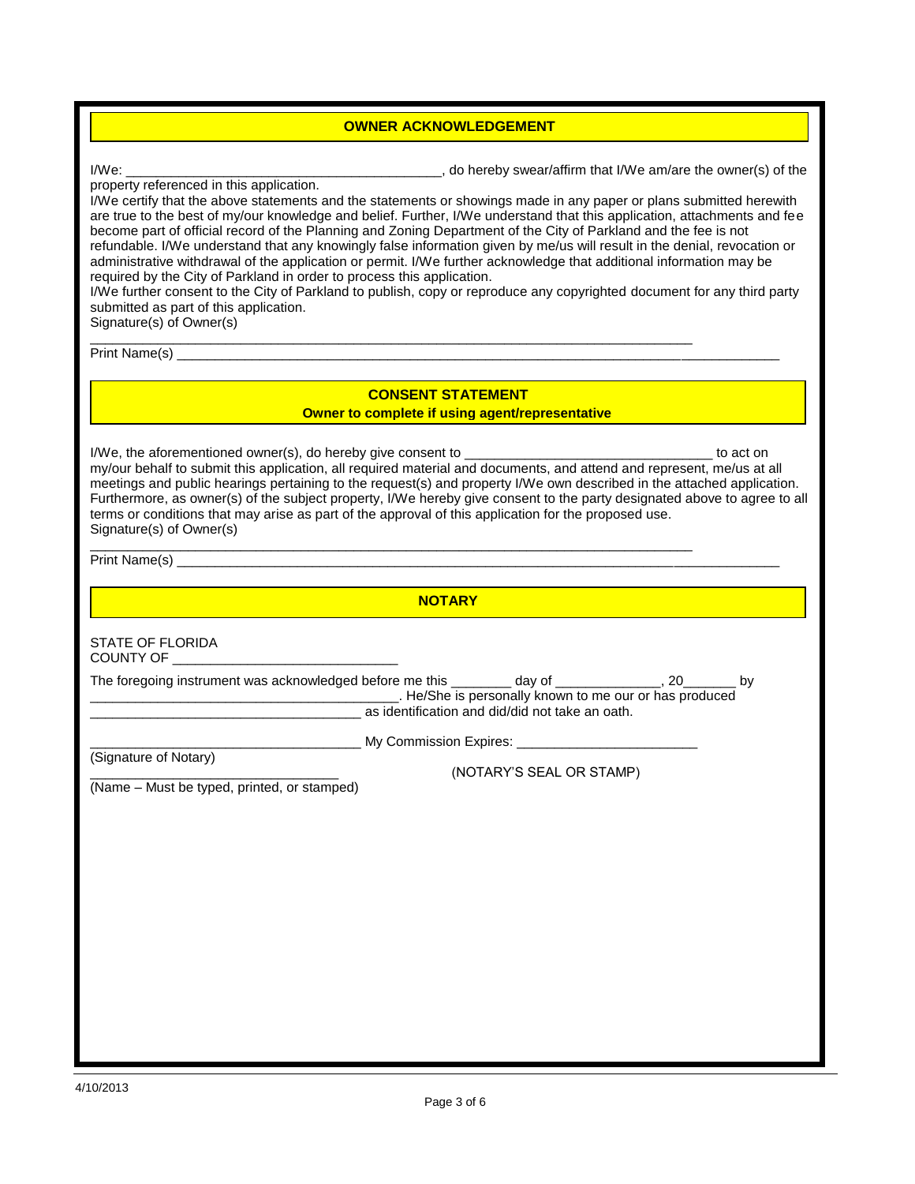## OWNER ACKNOWLEDGEMENT

I/We: ___________________________________________, do hereby swear/affirm that I/We am/are the owner(s) of the property referenced in this application.

I/We certify that the above statements and the statements or showings made in any paper or plans submitted herewith are true to the best of my/our knowledge and belief. Further, I/We understand that this application, attachments and fee become part of official record of the Planning and Zoning Department of the City of Parkland and the fee is not refundable. I/We understand that any knowingly false information given by me/us will result in the denial, revocation or administrative withdrawal of the application or permit. I/We further acknowledge that additional information may be required by the City of Parkland in order to process this application.

I/We further consent to the City of Parkland to publish, copy or reproduce any copyrighted document for any third party submitted as part of this application.

Signature(s) of Owner(s)

_________________________________________________________________________________

Print Name(s) ____________________________________________________________________________

## CONSENT STATEMENT

**Owner to complete if using agent/representative**

I/We, the aforementioned owner(s), do hereby give consent to _________________________________ to act on my/our behalf to submit this application, all required material and documents, and attend and represent, me/us at all meetings and public hearings pertaining to the request(s) and property I/We own described in the attached application. Furthermore, as owner(s) of the subject property, I/We hereby give consent to the party designated above to agree to all terms or conditions that may arise as part of the approval of this application for the proposed use.

Signature(s) of Owner(s)

_________________________________________________________________________________

Print Name(s) ____________________________________________________________________________

## NOTARY

STATE OF FLORIDA
COUNTY OF ______________________________

The foregoing instrument was acknowledged before me this ________ day of ______________, 20_______ by _________________________________________. He/She is personally known to me our or has produced _____________________________________ as identification and did/did not take an oath.

_____________________________________ My Commission Expires: ________________________

(Signature of Notary)

_________________________________ (NOTARY'S SEAL OR STAMP)

(Name – Must be typed, printed, or stamped)

4/10/2013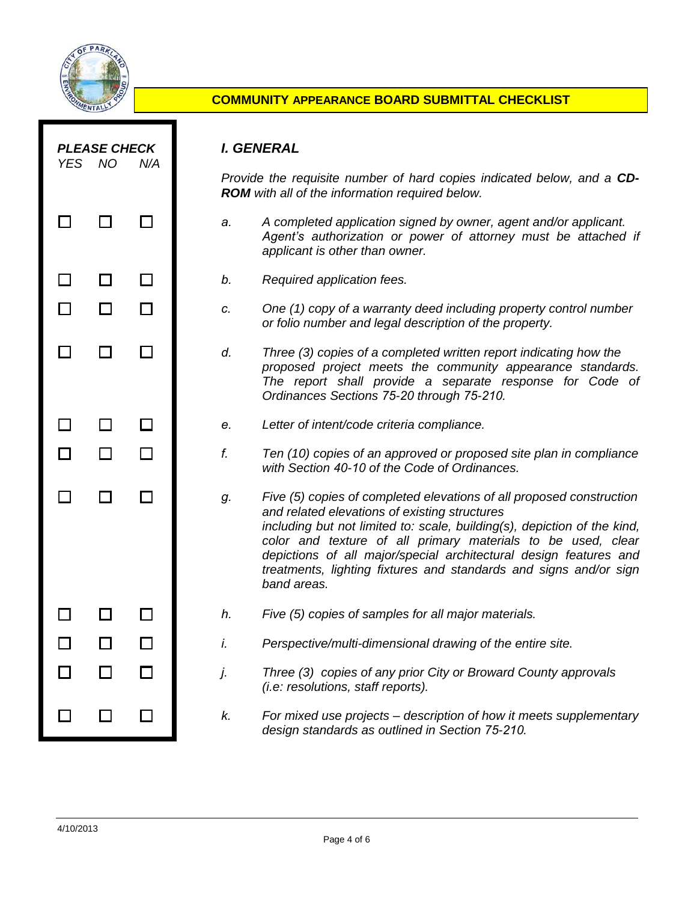# COMMUNITY APPEARANCE BOARD SUBMITTAL CHECKLIST

## *I. GENERAL*

*Provide the requisite number of hard copies indicated below, and a **CD-ROM** with all of the information required below.*

| PLEASE CHECK YES | NO | N/A | | Item |
|---|---|---|---|---|
| ☐ | ☐ | ☐ | *a.* | *A completed application signed by owner, agent and/or applicant. Agent's authorization or power of attorney must be attached if applicant is other than owner.* |
| ☐ | ☐ | ☐ | *b.* | *Required application fees.* |
| ☐ | ☐ | ☐ | *c.* | *One (1) copy of a warranty deed including property control number or folio number and legal description of the property.* |
| ☐ | ☐ | ☐ | *d.* | *Three (3) copies of a completed written report indicating how the proposed project meets the community appearance standards. The report shall provide a separate response for Code of Ordinances Sections 75-20 through 75-210.* |
| ☐ | ☐ | ☐ | *e.* | *Letter of intent/code criteria compliance.* |
| ☐ | ☐ | ☐ | *f.* | *Ten (10) copies of an approved or proposed site plan in compliance with Section 40-10 of the Code of Ordinances.* |
| ☐ | ☐ | ☐ | *g.* | *Five (5) copies of completed elevations of all proposed construction and related elevations of existing structures including but not limited to: scale, building(s), depiction of the kind, color and texture of all primary materials to be used, clear depictions of all major/special architectural design features and treatments, lighting fixtures and standards and signs and/or sign band areas.* |
| ☐ | ☐ | ☐ | *h.* | *Five (5) copies of samples for all major materials.* |
| ☐ | ☐ | ☐ | *i.* | *Perspective/multi-dimensional drawing of the entire site.* |
| ☐ | ☐ | ☐ | *j.* | *Three (3) copies of any prior City or Broward County approvals (i.e: resolutions, staff reports).* |
| ☐ | ☐ | ☐ | *k.* | *For mixed use projects – description of how it meets supplementary design standards as outlined in Section 75-210.* |

4/10/2013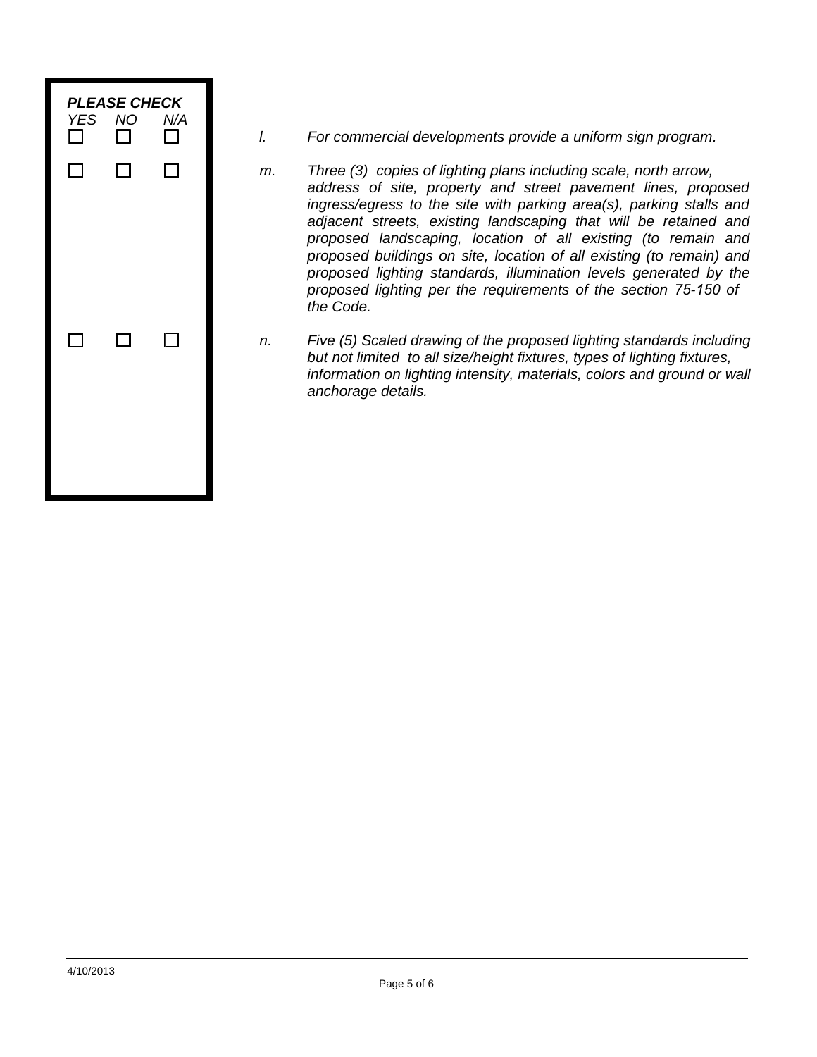| PLEASE CHECK | | | | |
|---|---|---|---|---|
| YES | NO | N/A | | |
| ☐ | ☐ | ☐ | *l.* | *For commercial developments provide a uniform sign program.* |
| ☐ | ☐ | ☐ | *m.* | *Three (3) copies of lighting plans including scale, north arrow, address of site, property and street pavement lines, proposed ingress/egress to the site with parking area(s), parking stalls and adjacent streets, existing landscaping that will be retained and proposed landscaping, location of all existing (to remain and proposed buildings on site, location of all existing (to remain) and proposed lighting standards, illumination levels generated by the proposed lighting per the requirements of the section 75-150 of the Code.* |
| ☐ | ☐ | ☐ | *n.* | *Five (5) Scaled drawing of the proposed lighting standards including but not limited to all size/height fixtures, types of lighting fixtures, information on lighting intensity, materials, colors and ground or wall anchorage details.* |

4/10/2013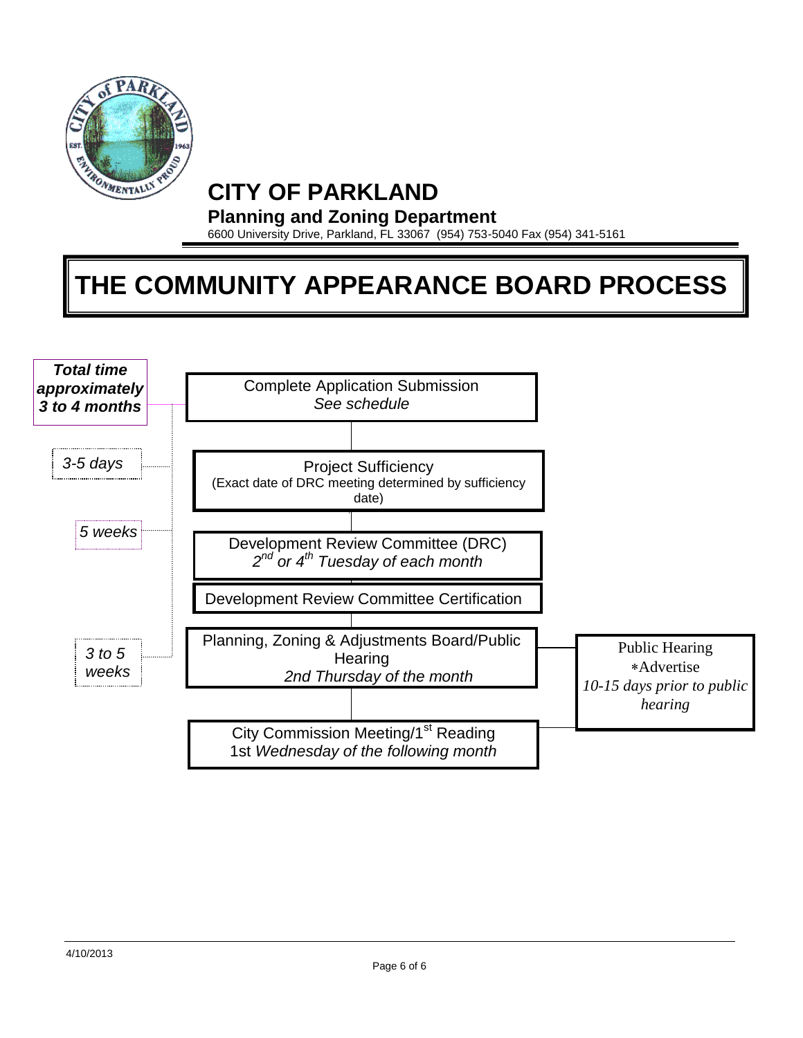# CITY OF PARKLAND

## Planning and Zoning Department

6600 University Drive, Parkland, FL 33067 (954) 753-5040 Fax (954) 341-5161

# THE COMMUNITY APPEARANCE BOARD PROCESS

***Total time approximately 3 to 4 months***

Complete Application Submission
*See schedule*

*3-5 days*

Project Sufficiency
(Exact date of DRC meeting determined by sufficiency date)

*5 weeks*

Development Review Committee (DRC)
*2nd or 4th Tuesday of each month*

Development Review Committee Certification

*3 to 5 weeks*

Planning, Zoning & Adjustments Board/Public Hearing
*2nd Thursday of the month*

Public Hearing
∗Advertise
*10-15 days prior to public hearing*

City Commission Meeting/1st Reading
1st *Wednesday of the following month*

4/10/2013